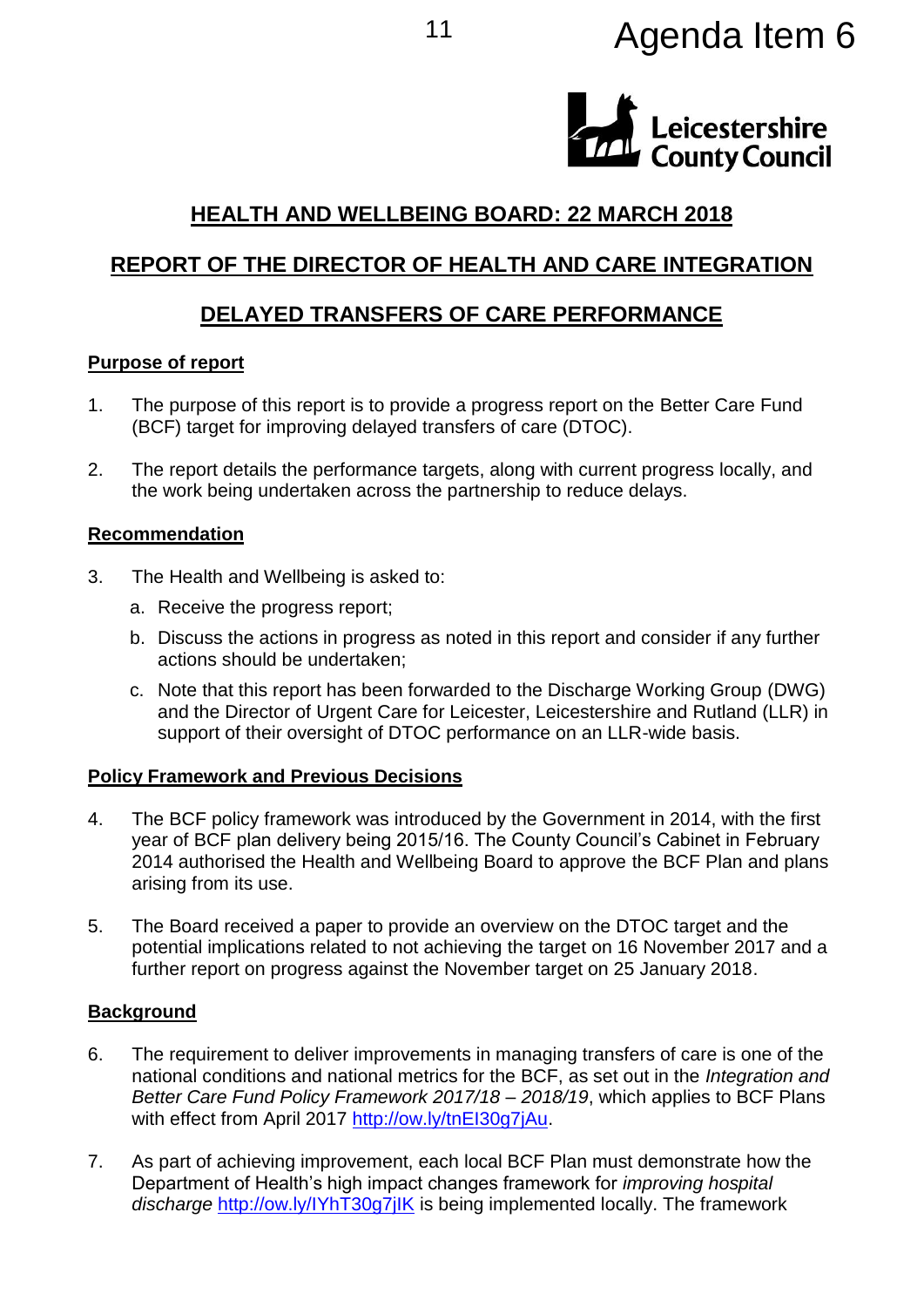Agenda Item 6

Leicestershire County Council

# HEALTH AND WELLBEING BOARD: 22 MARCH 2018

# REPORT OF THE DIRECTOR OF HEALTH AND CARE INTEGRATION

# DELAYED TRANSFERS OF CARE PERFORMANCE

## Purpose of report

1. The purpose of this report is to provide a progress report on the Better Care Fund (BCF) target for improving delayed transfers of care (DTOC).

2. The report details the performance targets, along with current progress locally, and the work being undertaken across the partnership to reduce delays.

## Recommendation

3. The Health and Wellbeing is asked to:

   a. Receive the progress report;

   b. Discuss the actions in progress as noted in this report and consider if any further actions should be undertaken;

   c. Note that this report has been forwarded to the Discharge Working Group (DWG) and the Director of Urgent Care for Leicester, Leicestershire and Rutland (LLR) in support of their oversight of DTOC performance on an LLR-wide basis.

## Policy Framework and Previous Decisions

4. The BCF policy framework was introduced by the Government in 2014, with the first year of BCF plan delivery being 2015/16. The County Council's Cabinet in February 2014 authorised the Health and Wellbeing Board to approve the BCF Plan and plans arising from its use.

5. The Board received a paper to provide an overview on the DTOC target and the potential implications related to not achieving the target on 16 November 2017 and a further report on progress against the November target on 25 January 2018.

## Background

6. The requirement to deliver improvements in managing transfers of care is one of the national conditions and national metrics for the BCF, as set out in the *Integration and Better Care Fund Policy Framework 2017/18 – 2018/19*, which applies to BCF Plans with effect from April 2017 http://ow.ly/tnEI30g7jAu.

7. As part of achieving improvement, each local BCF Plan must demonstrate how the Department of Health's high impact changes framework for *improving hospital discharge* http://ow.ly/lYhT30g7jIK is being implemented locally. The framework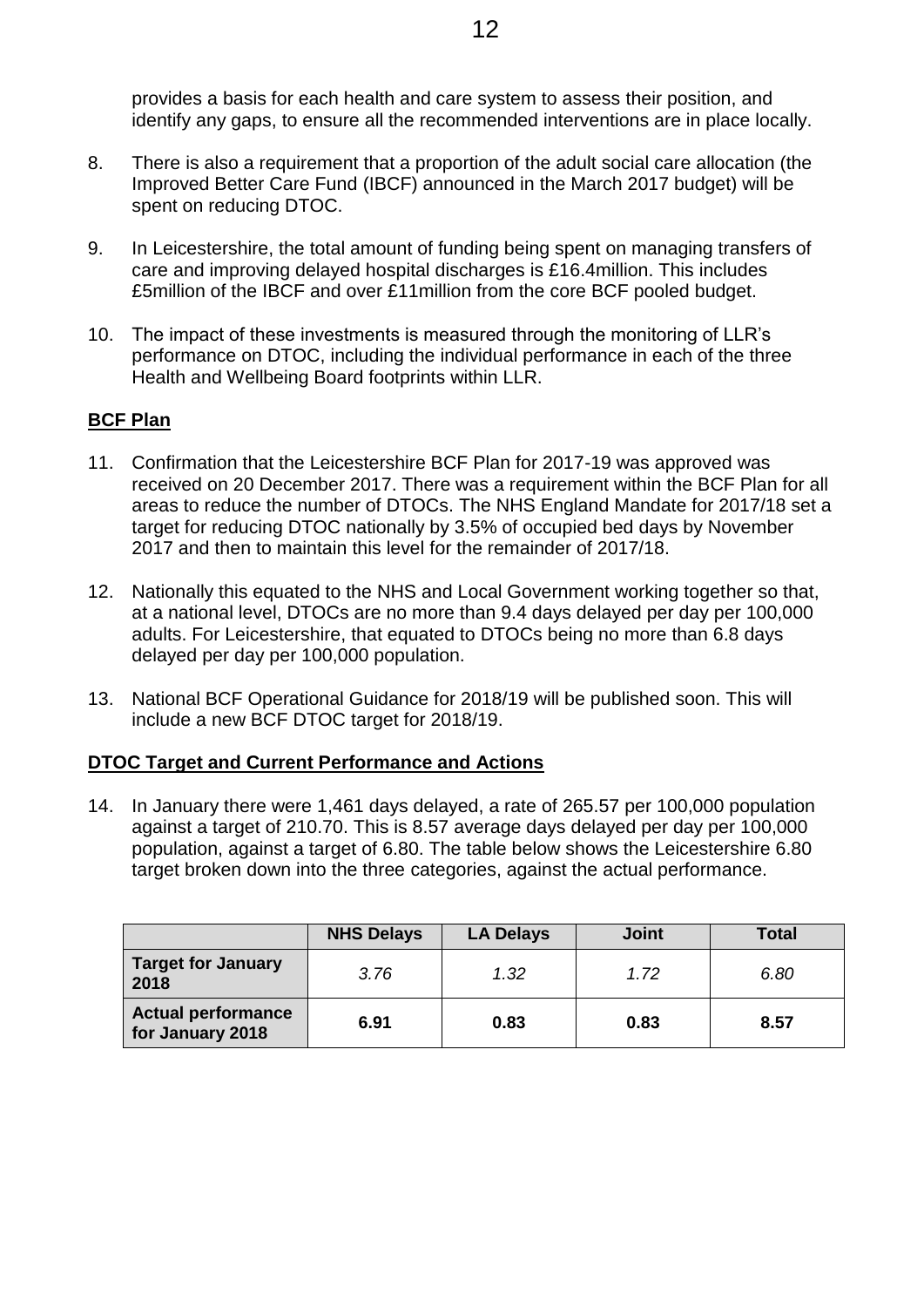provides a basis for each health and care system to assess their position, and identify any gaps, to ensure all the recommended interventions are in place locally.

8. There is also a requirement that a proportion of the adult social care allocation (the Improved Better Care Fund (IBCF) announced in the March 2017 budget) will be spent on reducing DTOC.

9. In Leicestershire, the total amount of funding being spent on managing transfers of care and improving delayed hospital discharges is £16.4million. This includes £5million of the IBCF and over £11million from the core BCF pooled budget.

10. The impact of these investments is measured through the monitoring of LLR's performance on DTOC, including the individual performance in each of the three Health and Wellbeing Board footprints within LLR.

**BCF Plan**

11. Confirmation that the Leicestershire BCF Plan for 2017-19 was approved was received on 20 December 2017. There was a requirement within the BCF Plan for all areas to reduce the number of DTOCs. The NHS England Mandate for 2017/18 set a target for reducing DTOC nationally by 3.5% of occupied bed days by November 2017 and then to maintain this level for the remainder of 2017/18.

12. Nationally this equated to the NHS and Local Government working together so that, at a national level, DTOCs are no more than 9.4 days delayed per day per 100,000 adults. For Leicestershire, that equated to DTOCs being no more than 6.8 days delayed per day per 100,000 population.

13. National BCF Operational Guidance for 2018/19 will be published soon. This will include a new BCF DTOC target for 2018/19.

**DTOC Target and Current Performance and Actions**

14. In January there were 1,461 days delayed, a rate of 265.57 per 100,000 population against a target of 210.70. This is 8.57 average days delayed per day per 100,000 population, against a target of 6.80. The table below shows the Leicestershire 6.80 target broken down into the three categories, against the actual performance.

| | NHS Delays | LA Delays | Joint | Total |
|---|---|---|---|---|
| **Target for January 2018** | *3.76* | *1.32* | *1.72* | *6.80* |
| **Actual performance for January 2018** | **6.91** | **0.83** | **0.83** | **8.57** |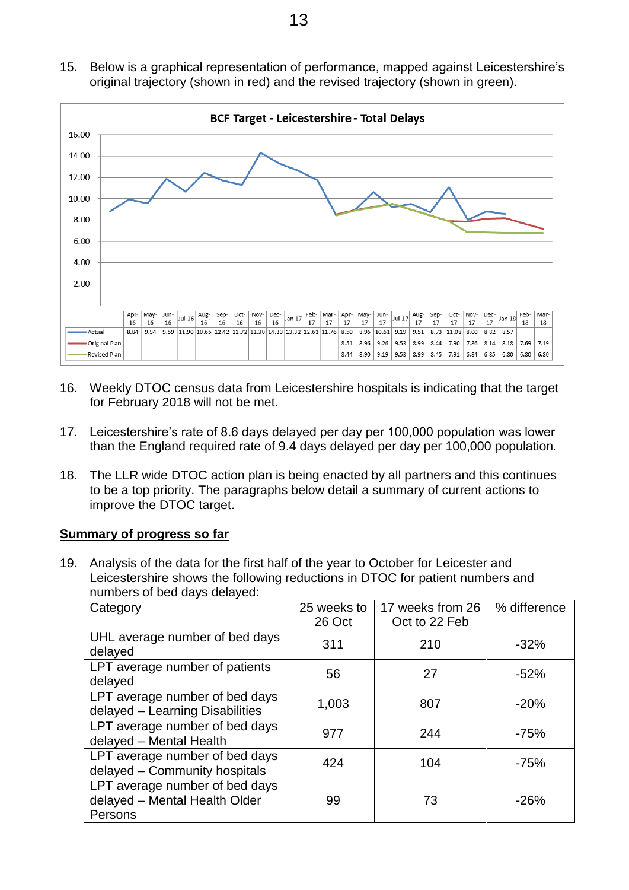15. Below is a graphical representation of performance, mapped against Leicestershire's original trajectory (shown in red) and the revised trajectory (shown in green).

**BCF Target - Leicestershire - Total Delays**

| | Apr-16 | May-16 | Jun-16 | Jul-16 | Aug-16 | Sep-16 | Oct-16 | Nov-16 | Dec-16 | Jan-17 | Feb-17 | Mar-17 | Apr-17 | May-17 | Jun-17 | Jul-17 | Aug-17 | Sep-17 | Oct-17 | Nov-17 | Dec-17 | Jan-18 | Feb-18 | Mar-18 |
|---|---|---|---|---|---|---|---|---|---|---|---|---|---|---|---|---|---|---|---|---|---|---|---|---|
| Actual | 8.84 | 9.94 | 9.59 | 11.90 | 10.65 | 12.42 | 11.72 | 11.30 | 14.33 | 13.32 | 12.63 | 11.76 | 8.50 | 8.96 | 10.61 | 9.19 | 9.51 | 8.73 | 11.08 | 8.00 | 8.82 | 8.57 | | |
| Original Plan | | | | | | | | | | | | | 8.51 | 8.96 | 9.26 | 9.53 | 8.99 | 8.44 | 7.90 | 7.86 | 8.14 | 8.18 | 7.69 | 7.19 |
| Revised Plan | | | | | | | | | | | | | 8.44 | 8.90 | 9.19 | 9.53 | 8.99 | 8.45 | 7.91 | 6.84 | 6.85 | 6.80 | 6.80 | 6.80 |

16. Weekly DTOC census data from Leicestershire hospitals is indicating that the target for February 2018 will not be met.

17. Leicestershire's rate of 8.6 days delayed per day per 100,000 population was lower than the England required rate of 9.4 days delayed per day per 100,000 population.

18. The LLR wide DTOC action plan is being enacted by all partners and this continues to be a top priority. The paragraphs below detail a summary of current actions to improve the DTOC target.

**<u>Summary of progress so far</u>**

19. Analysis of the data for the first half of the year to October for Leicester and Leicestershire shows the following reductions in DTOC for patient numbers and numbers of bed days delayed:

| Category | 25 weeks to 26 Oct | 17 weeks from 26 Oct to 22 Feb | % difference |
|---|---|---|---|
| UHL average number of bed days delayed | 311 | 210 | -32% |
| LPT average number of patients delayed | 56 | 27 | -52% |
| LPT average number of bed days delayed – Learning Disabilities | 1,003 | 807 | -20% |
| LPT average number of bed days delayed – Mental Health | 977 | 244 | -75% |
| LPT average number of bed days delayed – Community hospitals | 424 | 104 | -75% |
| LPT average number of bed days delayed – Mental Health Older Persons | 99 | 73 | -26% |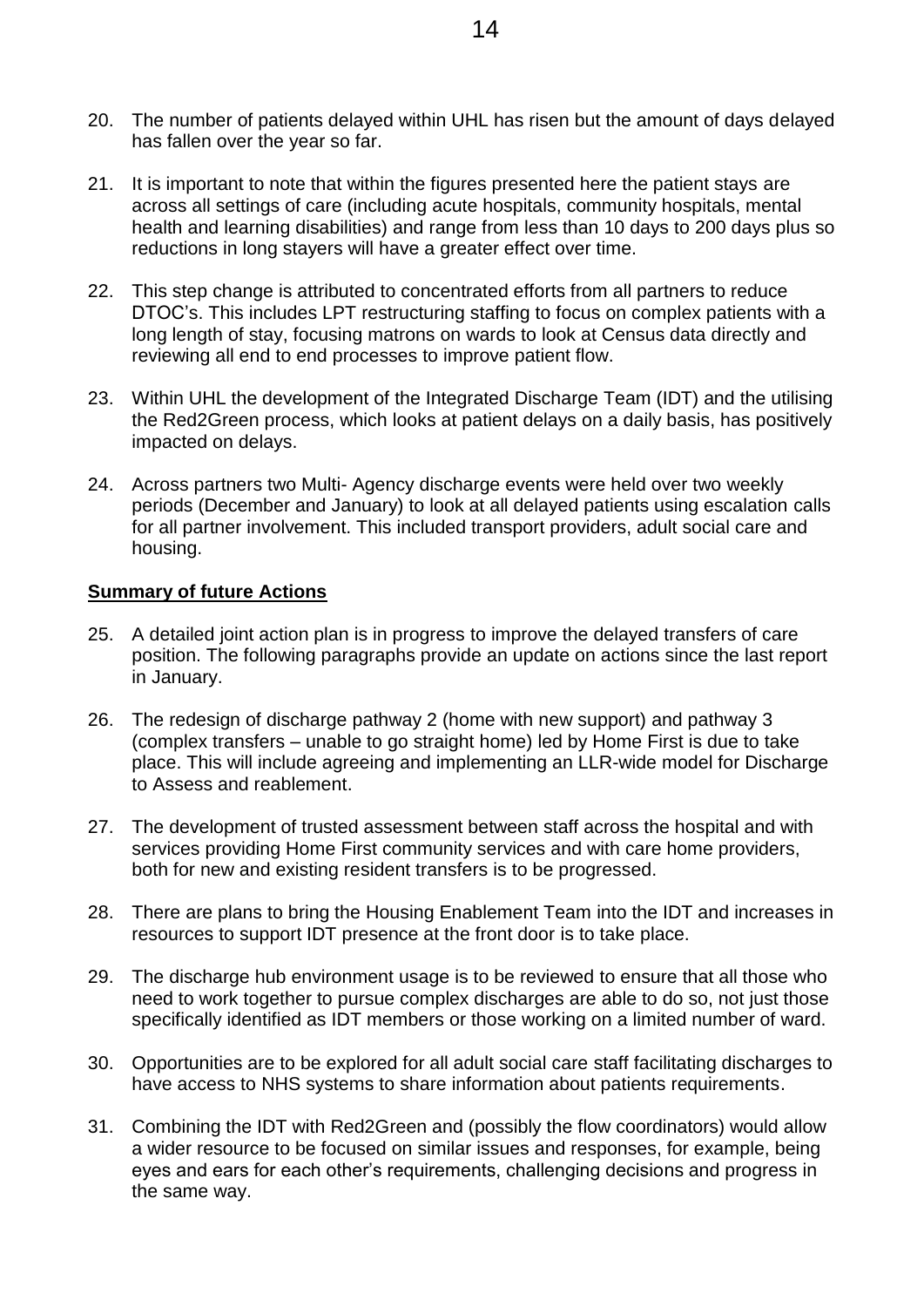20. The number of patients delayed within UHL has risen but the amount of days delayed has fallen over the year so far.

21. It is important to note that within the figures presented here the patient stays are across all settings of care (including acute hospitals, community hospitals, mental health and learning disabilities) and range from less than 10 days to 200 days plus so reductions in long stayers will have a greater effect over time.

22. This step change is attributed to concentrated efforts from all partners to reduce DTOC's. This includes LPT restructuring staffing to focus on complex patients with a long length of stay, focusing matrons on wards to look at Census data directly and reviewing all end to end processes to improve patient flow.

23. Within UHL the development of the Integrated Discharge Team (IDT) and the utilising the Red2Green process, which looks at patient delays on a daily basis, has positively impacted on delays.

24. Across partners two Multi- Agency discharge events were held over two weekly periods (December and January) to look at all delayed patients using escalation calls for all partner involvement. This included transport providers, adult social care and housing.

**Summary of future Actions**

25. A detailed joint action plan is in progress to improve the delayed transfers of care position. The following paragraphs provide an update on actions since the last report in January.

26. The redesign of discharge pathway 2 (home with new support) and pathway 3 (complex transfers – unable to go straight home) led by Home First is due to take place. This will include agreeing and implementing an LLR-wide model for Discharge to Assess and reablement.

27. The development of trusted assessment between staff across the hospital and with services providing Home First community services and with care home providers, both for new and existing resident transfers is to be progressed.

28. There are plans to bring the Housing Enablement Team into the IDT and increases in resources to support IDT presence at the front door is to take place.

29. The discharge hub environment usage is to be reviewed to ensure that all those who need to work together to pursue complex discharges are able to do so, not just those specifically identified as IDT members or those working on a limited number of ward.

30. Opportunities are to be explored for all adult social care staff facilitating discharges to have access to NHS systems to share information about patients requirements.

31. Combining the IDT with Red2Green and (possibly the flow coordinators) would allow a wider resource to be focused on similar issues and responses, for example, being eyes and ears for each other's requirements, challenging decisions and progress in the same way.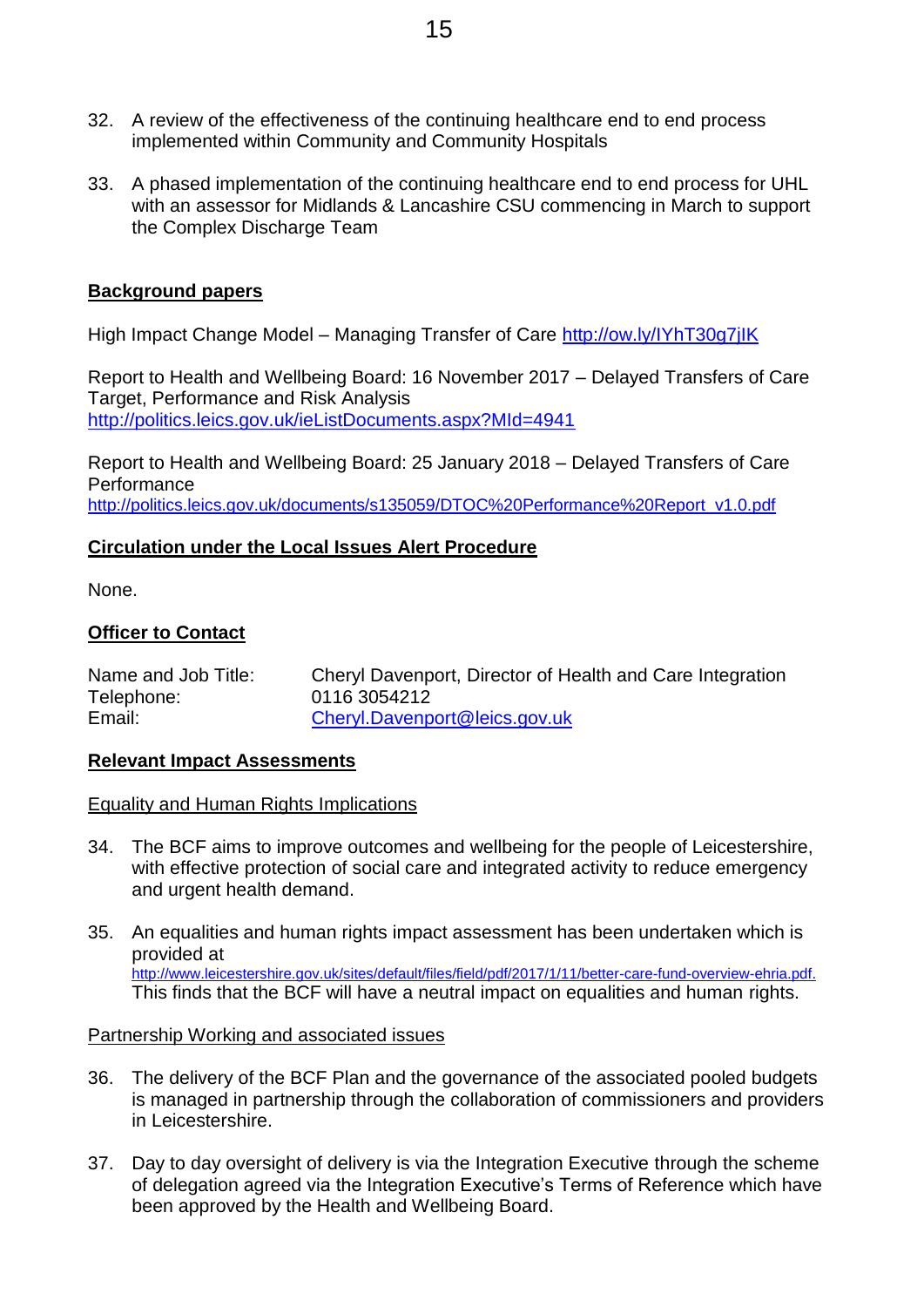32. A review of the effectiveness of the continuing healthcare end to end process implemented within Community and Community Hospitals

33. A phased implementation of the continuing healthcare end to end process for UHL with an assessor for Midlands & Lancashire CSU commencing in March to support the Complex Discharge Team

**Background papers**

High Impact Change Model – Managing Transfer of Care http://ow.ly/IYhT30g7jIK

Report to Health and Wellbeing Board: 16 November 2017 – Delayed Transfers of Care Target, Performance and Risk Analysis
http://politics.leics.gov.uk/ieListDocuments.aspx?MId=4941

Report to Health and Wellbeing Board: 25 January 2018 – Delayed Transfers of Care Performance
http://politics.leics.gov.uk/documents/s135059/DTOC%20Performance%20Report_v1.0.pdf

**Circulation under the Local Issues Alert Procedure**

None.

**Officer to Contact**

| | |
|---|---|
| Name and Job Title: | Cheryl Davenport, Director of Health and Care Integration |
| Telephone: | 0116 3054212 |
| Email: | Cheryl.Davenport@leics.gov.uk |

**Relevant Impact Assessments**

Equality and Human Rights Implications

34. The BCF aims to improve outcomes and wellbeing for the people of Leicestershire, with effective protection of social care and integrated activity to reduce emergency and urgent health demand.

35. An equalities and human rights impact assessment has been undertaken which is provided at http://www.leicestershire.gov.uk/sites/default/files/field/pdf/2017/1/11/better-care-fund-overview-ehria.pdf. This finds that the BCF will have a neutral impact on equalities and human rights.

Partnership Working and associated issues

36. The delivery of the BCF Plan and the governance of the associated pooled budgets is managed in partnership through the collaboration of commissioners and providers in Leicestershire.

37. Day to day oversight of delivery is via the Integration Executive through the scheme of delegation agreed via the Integration Executive's Terms of Reference which have been approved by the Health and Wellbeing Board.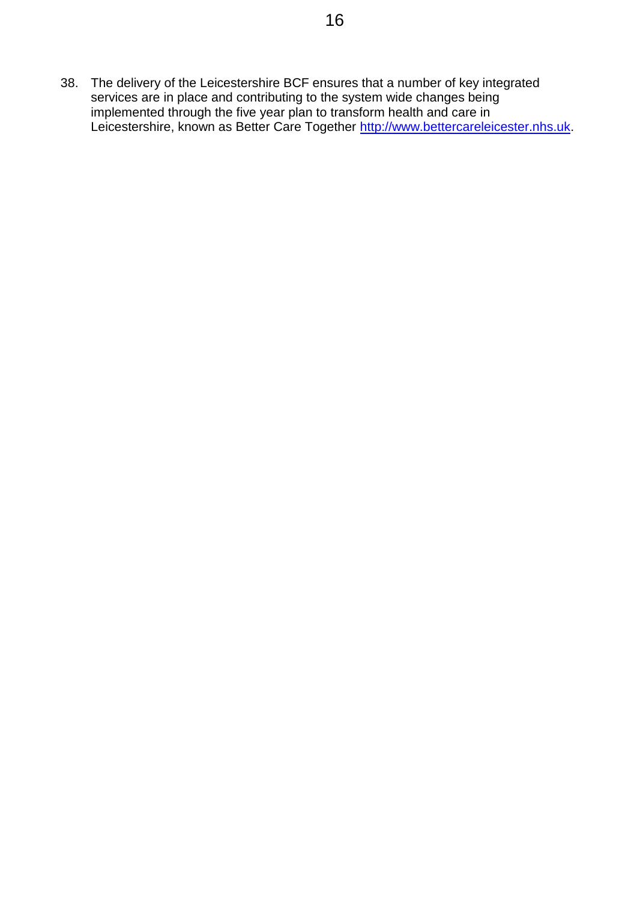38. The delivery of the Leicestershire BCF ensures that a number of key integrated services are in place and contributing to the system wide changes being implemented through the five year plan to transform health and care in Leicestershire, known as Better Care Together [http://www.bettercareleicester.nhs.uk](http://www.bettercareleicester.nhs.uk).